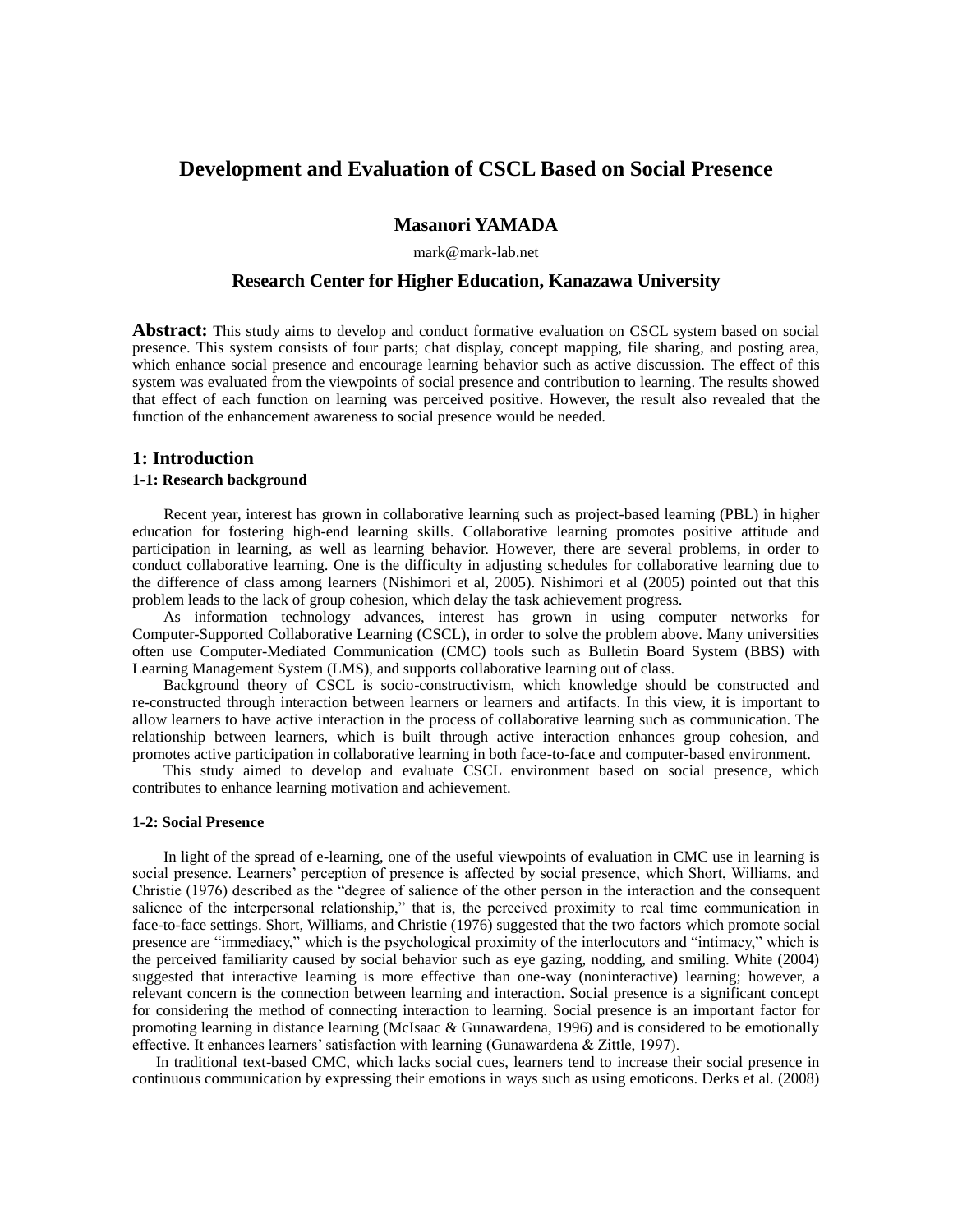# Development and Evaluation of CSCL Based on Social Presence

**Masanori YAMADA**

mark@mark-lab.net

**Research Center for Higher Education, Kanazawa University**

**Abstract:** This study aims to develop and conduct formative evaluation on CSCL system based on social presence. This system consists of four parts; chat display, concept mapping, file sharing, and posting area, which enhance social presence and encourage learning behavior such as active discussion. The effect of this system was evaluated from the viewpoints of social presence and contribution to learning. The results showed that effect of each function on learning was perceived positive. However, the result also revealed that the function of the enhancement awareness to social presence would be needed.

## 1: Introduction

### 1-1: Research background

Recent year, interest has grown in collaborative learning such as project-based learning (PBL) in higher education for fostering high-end learning skills. Collaborative learning promotes positive attitude and participation in learning, as well as learning behavior. However, there are several problems, in order to conduct collaborative learning. One is the difficulty in adjusting schedules for collaborative learning due to the difference of class among learners (Nishimori et al, 2005). Nishimori et al (2005) pointed out that this problem leads to the lack of group cohesion, which delay the task achievement progress.

As information technology advances, interest has grown in using computer networks for Computer-Supported Collaborative Learning (CSCL), in order to solve the problem above. Many universities often use Computer-Mediated Communication (CMC) tools such as Bulletin Board System (BBS) with Learning Management System (LMS), and supports collaborative learning out of class.

Background theory of CSCL is socio-constructivism, which knowledge should be constructed and re-constructed through interaction between learners or learners and artifacts. In this view, it is important to allow learners to have active interaction in the process of collaborative learning such as communication. The relationship between learners, which is built through active interaction enhances group cohesion, and promotes active participation in collaborative learning in both face-to-face and computer-based environment.

This study aimed to develop and evaluate CSCL environment based on social presence, which contributes to enhance learning motivation and achievement.

### 1-2: Social Presence

In light of the spread of e-learning, one of the useful viewpoints of evaluation in CMC use in learning is social presence. Learners' perception of presence is affected by social presence, which Short, Williams, and Christie (1976) described as the "degree of salience of the other person in the interaction and the consequent salience of the interpersonal relationship," that is, the perceived proximity to real time communication in face-to-face settings. Short, Williams, and Christie (1976) suggested that the two factors which promote social presence are "immediacy," which is the psychological proximity of the interlocutors and "intimacy," which is the perceived familiarity caused by social behavior such as eye gazing, nodding, and smiling. White (2004) suggested that interactive learning is more effective than one-way (noninteractive) learning; however, a relevant concern is the connection between learning and interaction. Social presence is a significant concept for considering the method of connecting interaction to learning. Social presence is an important factor for promoting learning in distance learning (McIsaac & Gunawardena, 1996) and is considered to be emotionally effective. It enhances learners' satisfaction with learning (Gunawardena & Zittle, 1997).

In traditional text-based CMC, which lacks social cues, learners tend to increase their social presence in continuous communication by expressing their emotions in ways such as using emoticons. Derks et al. (2008)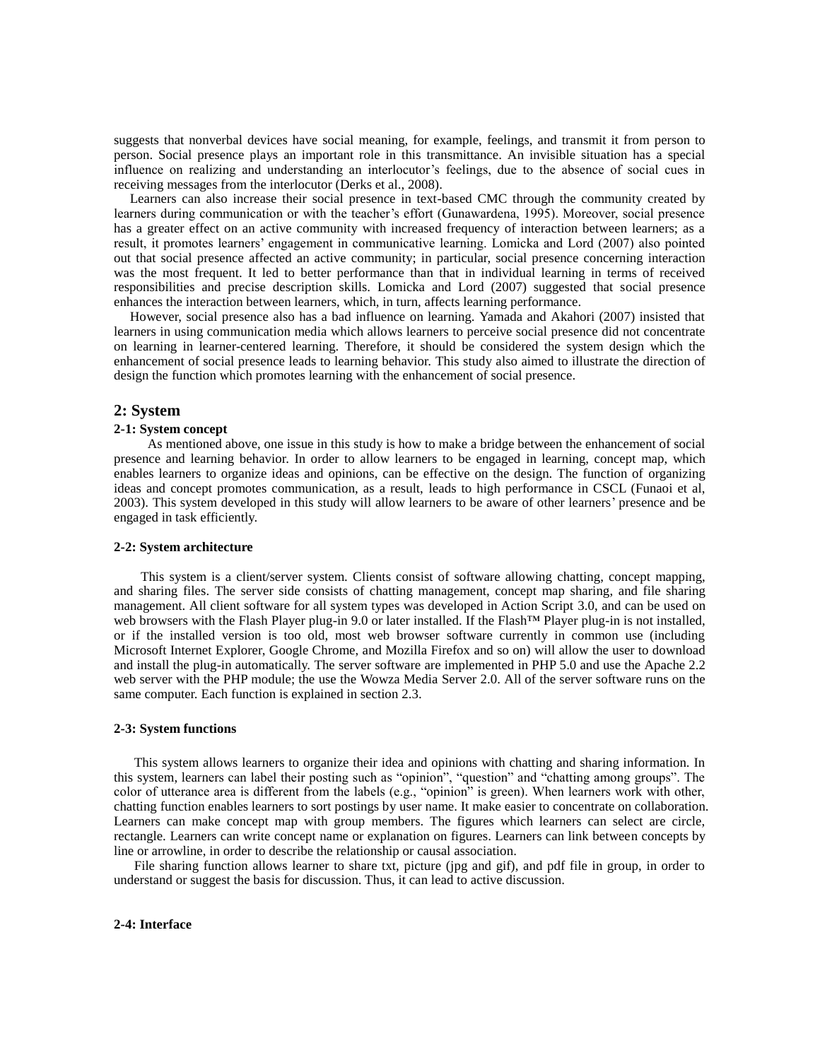suggests that nonverbal devices have social meaning, for example, feelings, and transmit it from person to person. Social presence plays an important role in this transmittance. An invisible situation has a special influence on realizing and understanding an interlocutor's feelings, due to the absence of social cues in receiving messages from the interlocutor (Derks et al., 2008).

Learners can also increase their social presence in text-based CMC through the community created by learners during communication or with the teacher's effort (Gunawardena, 1995). Moreover, social presence has a greater effect on an active community with increased frequency of interaction between learners; as a result, it promotes learners' engagement in communicative learning. Lomicka and Lord (2007) also pointed out that social presence affected an active community; in particular, social presence concerning interaction was the most frequent. It led to better performance than that in individual learning in terms of received responsibilities and precise description skills. Lomicka and Lord (2007) suggested that social presence enhances the interaction between learners, which, in turn, affects learning performance.

However, social presence also has a bad influence on learning. Yamada and Akahori (2007) insisted that learners in using communication media which allows learners to perceive social presence did not concentrate on learning in learner-centered learning. Therefore, it should be considered the system design which the enhancement of social presence leads to learning behavior. This study also aimed to illustrate the direction of design the function which promotes learning with the enhancement of social presence.

## 2: System

### 2-1: System concept

As mentioned above, one issue in this study is how to make a bridge between the enhancement of social presence and learning behavior. In order to allow learners to be engaged in learning, concept map, which enables learners to organize ideas and opinions, can be effective on the design. The function of organizing ideas and concept promotes communication, as a result, leads to high performance in CSCL (Funaoi et al, 2003). This system developed in this study will allow learners to be aware of other learners' presence and be engaged in task efficiently.

### 2-2: System architecture

This system is a client/server system. Clients consist of software allowing chatting, concept mapping, and sharing files. The server side consists of chatting management, concept map sharing, and file sharing management. All client software for all system types was developed in Action Script 3.0, and can be used on web browsers with the Flash Player plug-in 9.0 or later installed. If the Flash™ Player plug-in is not installed, or if the installed version is too old, most web browser software currently in common use (including Microsoft Internet Explorer, Google Chrome, and Mozilla Firefox and so on) will allow the user to download and install the plug-in automatically. The server software are implemented in PHP 5.0 and use the Apache 2.2 web server with the PHP module; the use the Wowza Media Server 2.0. All of the server software runs on the same computer. Each function is explained in section 2.3.

### 2-3: System functions

This system allows learners to organize their idea and opinions with chatting and sharing information. In this system, learners can label their posting such as "opinion", "question" and "chatting among groups". The color of utterance area is different from the labels (e.g., "opinion" is green). When learners work with other, chatting function enables learners to sort postings by user name. It make easier to concentrate on collaboration. Learners can make concept map with group members. The figures which learners can select are circle, rectangle. Learners can write concept name or explanation on figures. Learners can link between concepts by line or arrowline, in order to describe the relationship or causal association.

File sharing function allows learner to share txt, picture (jpg and gif), and pdf file in group, in order to understand or suggest the basis for discussion. Thus, it can lead to active discussion.

### 2-4: Interface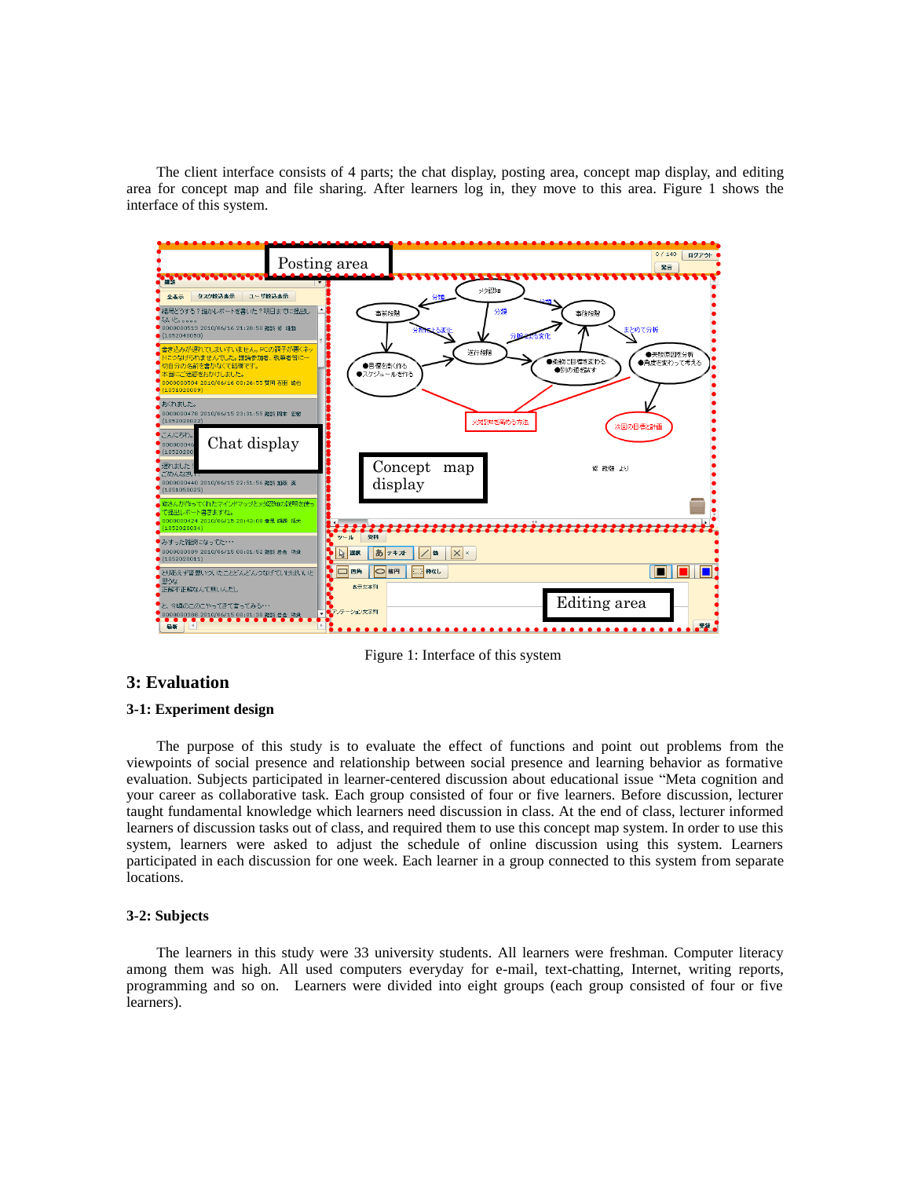The client interface consists of 4 parts; the chat display, posting area, concept map display, and editing area for concept map and file sharing. After learners log in, they move to this area. Figure 1 shows the interface of this system.

Figure 1: Interface of this system

## 3: Evaluation

### 3-1: Experiment design

The purpose of this study is to evaluate the effect of functions and point out problems from the viewpoints of social presence and relationship between social presence and learning behavior as formative evaluation. Subjects participated in learner-centered discussion about educational issue "Meta cognition and your career as collaborative task. Each group consisted of four or five learners. Before discussion, lecturer taught fundamental knowledge which learners need discussion in class. At the end of class, lecturer informed learners of discussion tasks out of class, and required them to use this concept map system. In order to use this system, learners were asked to adjust the schedule of online discussion using this system. Learners participated in each discussion for one week. Each learner in a group connected to this system from separate locations.

### 3-2: Subjects

The learners in this study were 33 university students. All learners were freshman. Computer literacy among them was high. All used computers everyday for e-mail, text-chatting, Internet, writing reports, programming and so on. Learners were divided into eight groups (each group consisted of four or five learners).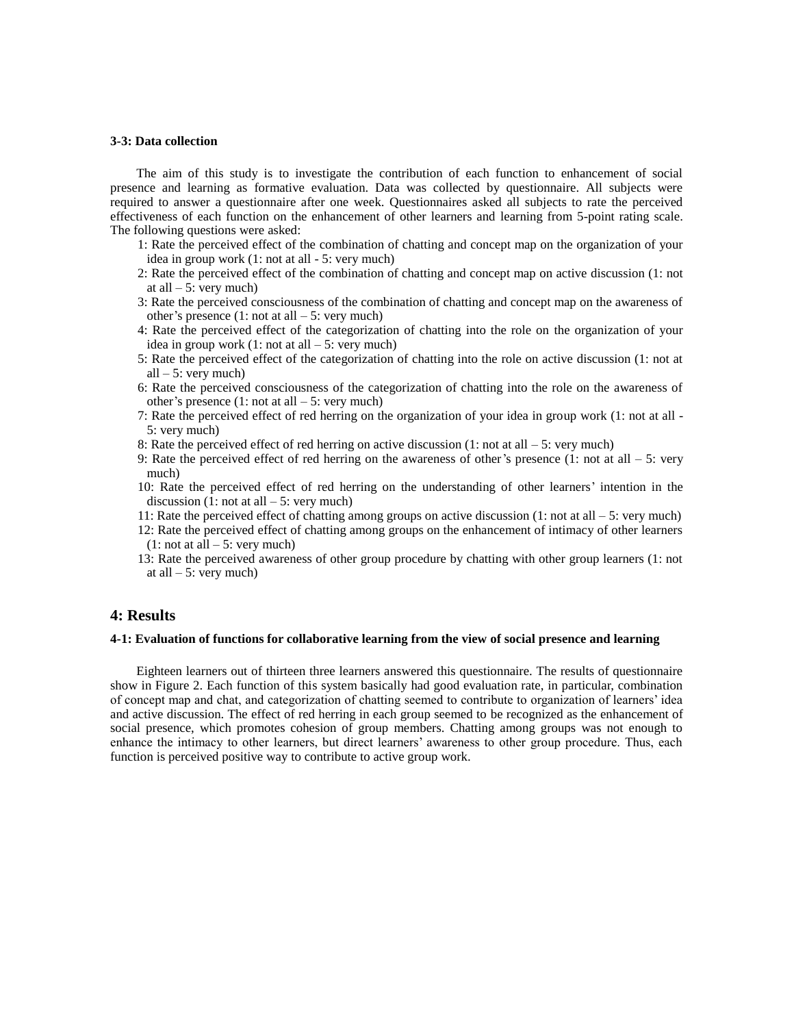**3-3: Data collection**

The aim of this study is to investigate the contribution of each function to enhancement of social presence and learning as formative evaluation. Data was collected by questionnaire. All subjects were required to answer a questionnaire after one week. Questionnaires asked all subjects to rate the perceived effectiveness of each function on the enhancement of other learners and learning from 5-point rating scale. The following questions were asked:

1: Rate the perceived effect of the combination of chatting and concept map on the organization of your idea in group work (1: not at all - 5: very much)
2: Rate the perceived effect of the combination of chatting and concept map on active discussion (1: not at all – 5: very much)
3: Rate the perceived consciousness of the combination of chatting and concept map on the awareness of other's presence (1: not at all – 5: very much)
4: Rate the perceived effect of the categorization of chatting into the role on the organization of your idea in group work (1: not at all – 5: very much)
5: Rate the perceived effect of the categorization of chatting into the role on active discussion (1: not at all – 5: very much)
6: Rate the perceived consciousness of the categorization of chatting into the role on the awareness of other's presence (1: not at all – 5: very much)
7: Rate the perceived effect of red herring on the organization of your idea in group work (1: not at all - 5: very much)
8: Rate the perceived effect of red herring on active discussion (1: not at all – 5: very much)
9: Rate the perceived effect of red herring on the awareness of other's presence (1: not at all – 5: very much)
10: Rate the perceived effect of red herring on the understanding of other learners' intention in the discussion (1: not at all – 5: very much)
11: Rate the perceived effect of chatting among groups on active discussion (1: not at all – 5: very much)
12: Rate the perceived effect of chatting among groups on the enhancement of intimacy of other learners (1: not at all – 5: very much)
13: Rate the perceived awareness of other group procedure by chatting with other group learners (1: not at all – 5: very much)

## 4: Results

**4-1: Evaluation of functions for collaborative learning from the view of social presence and learning**

Eighteen learners out of thirteen three learners answered this questionnaire. The results of questionnaire show in Figure 2. Each function of this system basically had good evaluation rate, in particular, combination of concept map and chat, and categorization of chatting seemed to contribute to organization of learners' idea and active discussion. The effect of red herring in each group seemed to be recognized as the enhancement of social presence, which promotes cohesion of group members. Chatting among groups was not enough to enhance the intimacy to other learners, but direct learners' awareness to other group procedure. Thus, each function is perceived positive way to contribute to active group work.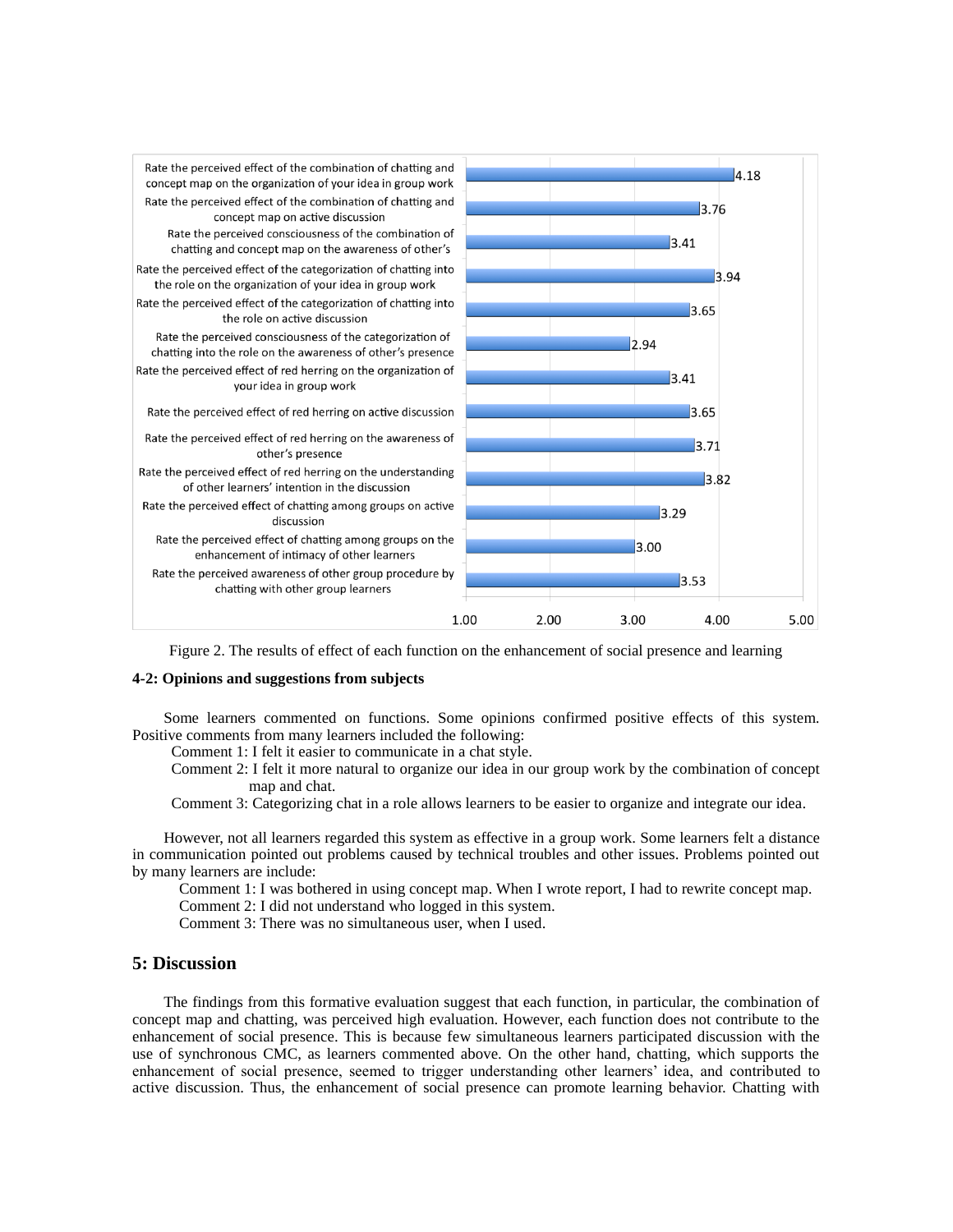| Item | Rating |
|---|---|
| Rate the perceived effect of the combination of chatting and concept map on the organization of your idea in group work | 4.18 |
| Rate the perceived effect of the combination of chatting and concept map on active discussion | 3.76 |
| Rate the perceived consciousness of the combination of chatting and concept map on the awareness of other's | 3.41 |
| Rate the perceived effect of the categorization of chatting into the role on the organization of your idea in group work | 3.94 |
| Rate the perceived effect of the categorization of chatting into the role on active discussion | 3.65 |
| Rate the perceived consciousness of the categorization of chatting into the role on the awareness of other's presence | 2.94 |
| Rate the perceived effect of red herring on the organization of your idea in group work | 3.41 |
| Rate the perceived effect of red herring on active discussion | 3.65 |
| Rate the perceived effect of red herring on the awareness of other's presence | 3.71 |
| Rate the perceived effect of red herring on the understanding of other learners' intention in the discussion | 3.82 |
| Rate the perceived effect of chatting among groups on active discussion | 3.29 |
| Rate the perceived effect of chatting among groups on the enhancement of intimacy of other learners | 3.00 |
| Rate the perceived awareness of other group procedure by chatting with other group learners | 3.53 |

Figure 2. The results of effect of each function on the enhancement of social presence and learning

### 4-2: Opinions and suggestions from subjects

Some learners commented on functions. Some opinions confirmed positive effects of this system. Positive comments from many learners included the following:

Comment 1: I felt it easier to communicate in a chat style.

Comment 2: I felt it more natural to organize our idea in our group work by the combination of concept map and chat.

Comment 3: Categorizing chat in a role allows learners to be easier to organize and integrate our idea.

However, not all learners regarded this system as effective in a group work. Some learners felt a distance in communication pointed out problems caused by technical troubles and other issues. Problems pointed out by many learners are include:

Comment 1: I was bothered in using concept map. When I wrote report, I had to rewrite concept map.

Comment 2: I did not understand who logged in this system.

Comment 3: There was no simultaneous user, when I used.

## 5: Discussion

The findings from this formative evaluation suggest that each function, in particular, the combination of concept map and chatting, was perceived high evaluation. However, each function does not contribute to the enhancement of social presence. This is because few simultaneous learners participated discussion with the use of synchronous CMC, as learners commented above. On the other hand, chatting, which supports the enhancement of social presence, seemed to trigger understanding other learners' idea, and contributed to active discussion. Thus, the enhancement of social presence can promote learning behavior. Chatting with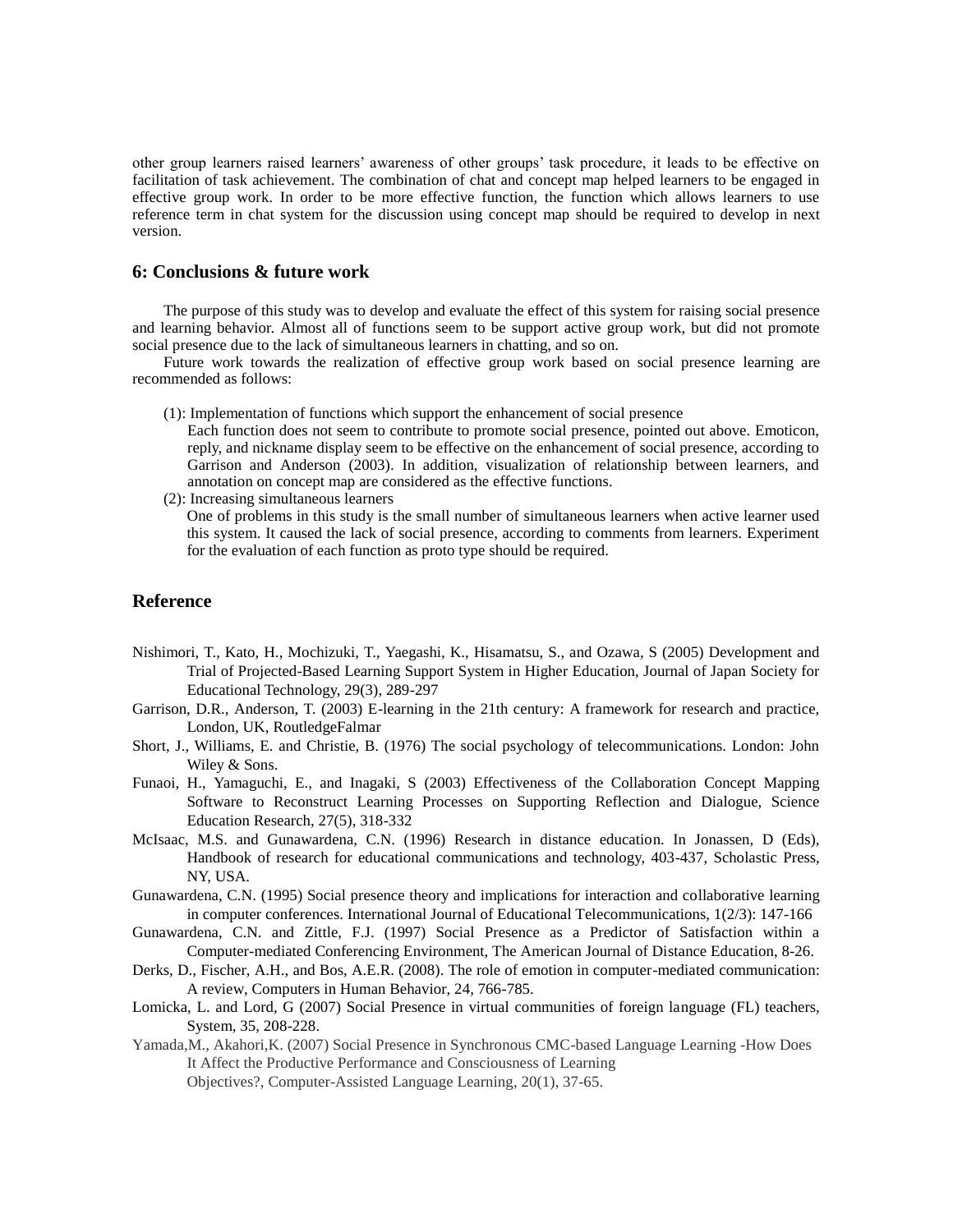other group learners raised learners' awareness of other groups' task procedure, it leads to be effective on facilitation of task achievement. The combination of chat and concept map helped learners to be engaged in effective group work. In order to be more effective function, the function which allows learners to use reference term in chat system for the discussion using concept map should be required to develop in next version.

## 6: Conclusions & future work

The purpose of this study was to develop and evaluate the effect of this system for raising social presence and learning behavior. Almost all of functions seem to be support active group work, but did not promote social presence due to the lack of simultaneous learners in chatting, and so on.

Future work towards the realization of effective group work based on social presence learning are recommended as follows:

(1): Implementation of functions which support the enhancement of social presence

Each function does not seem to contribute to promote social presence, pointed out above. Emoticon, reply, and nickname display seem to be effective on the enhancement of social presence, according to Garrison and Anderson (2003). In addition, visualization of relationship between learners, and annotation on concept map are considered as the effective functions.

(2): Increasing simultaneous learners

One of problems in this study is the small number of simultaneous learners when active learner used this system. It caused the lack of social presence, according to comments from learners. Experiment for the evaluation of each function as proto type should be required.

## Reference

Nishimori, T., Kato, H., Mochizuki, T., Yaegashi, K., Hisamatsu, S., and Ozawa, S (2005) Development and Trial of Projected-Based Learning Support System in Higher Education, Journal of Japan Society for Educational Technology, 29(3), 289-297

Garrison, D.R., Anderson, T. (2003) E-learning in the 21th century: A framework for research and practice, London, UK, RoutledgeFalmar

Short, J., Williams, E. and Christie, B. (1976) The social psychology of telecommunications. London: John Wiley & Sons.

Funaoi, H., Yamaguchi, E., and Inagaki, S (2003) Effectiveness of the Collaboration Concept Mapping Software to Reconstruct Learning Processes on Supporting Reflection and Dialogue, Science Education Research, 27(5), 318-332

McIsaac, M.S. and Gunawardena, C.N. (1996) Research in distance education. In Jonassen, D (Eds), Handbook of research for educational communications and technology, 403-437, Scholastic Press, NY, USA.

Gunawardena, C.N. (1995) Social presence theory and implications for interaction and collaborative learning in computer conferences. International Journal of Educational Telecommunications, 1(2/3): 147-166

Gunawardena, C.N. and Zittle, F.J. (1997) Social Presence as a Predictor of Satisfaction within a Computer-mediated Conferencing Environment, The American Journal of Distance Education, 8-26.

Derks, D., Fischer, A.H., and Bos, A.E.R. (2008). The role of emotion in computer-mediated communication: A review, Computers in Human Behavior, 24, 766-785.

Lomicka, L. and Lord, G (2007) Social Presence in virtual communities of foreign language (FL) teachers, System, 35, 208-228.

Yamada,M., Akahori,K. (2007) Social Presence in Synchronous CMC-based Language Learning -How Does It Affect the Productive Performance and Consciousness of Learning Objectives?, Computer-Assisted Language Learning, 20(1), 37-65.